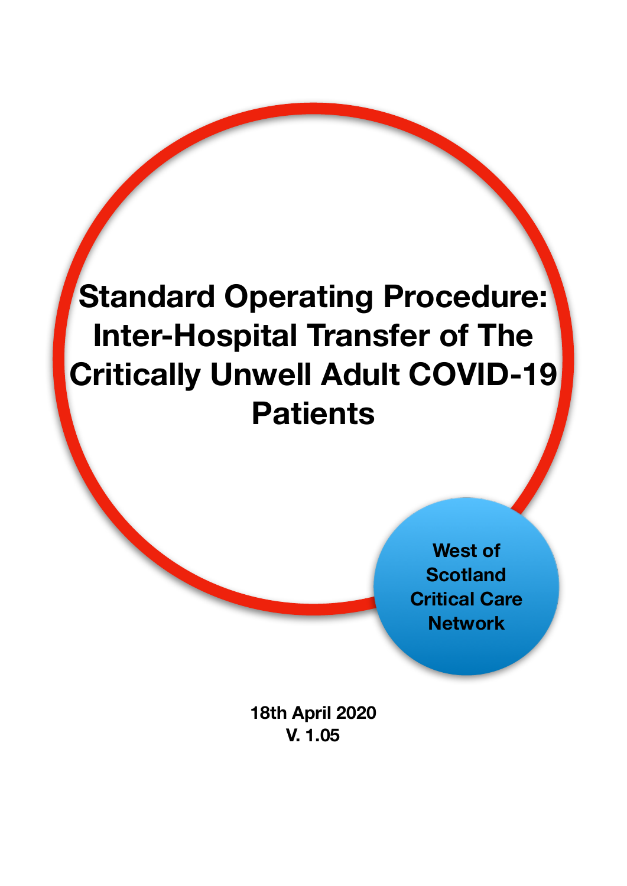# Standard Operating Procedure: Inter-Hospital Transfer of The Critically Unwell Adult COVID-19 Patients

**West of Scotland Critical Care Network**

**18th April 2020**
**V. 1.05**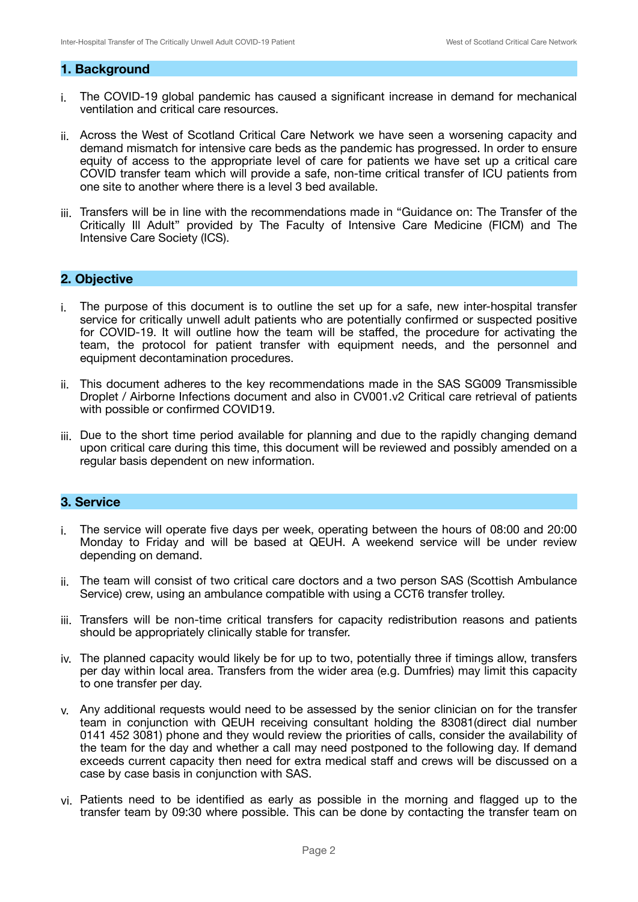## 1. Background

i. The COVID-19 global pandemic has caused a significant increase in demand for mechanical ventilation and critical care resources.

ii. Across the West of Scotland Critical Care Network we have seen a worsening capacity and demand mismatch for intensive care beds as the pandemic has progressed. In order to ensure equity of access to the appropriate level of care for patients we have set up a critical care COVID transfer team which will provide a safe, non-time critical transfer of ICU patients from one site to another where there is a level 3 bed available.

iii. Transfers will be in line with the recommendations made in "Guidance on: The Transfer of the Critically Ill Adult" provided by The Faculty of Intensive Care Medicine (FICM) and The Intensive Care Society (ICS).

## 2. Objective

i. The purpose of this document is to outline the set up for a safe, new inter-hospital transfer service for critically unwell adult patients who are potentially confirmed or suspected positive for COVID-19. It will outline how the team will be staffed, the procedure for activating the team, the protocol for patient transfer with equipment needs, and the personnel and equipment decontamination procedures.

ii. This document adheres to the key recommendations made in the SAS SG009 Transmissible Droplet / Airborne Infections document and also in CV001.v2 Critical care retrieval of patients with possible or confirmed COVID19.

iii. Due to the short time period available for planning and due to the rapidly changing demand upon critical care during this time, this document will be reviewed and possibly amended on a regular basis dependent on new information.

## 3. Service

i. The service will operate five days per week, operating between the hours of 08:00 and 20:00 Monday to Friday and will be based at QEUH. A weekend service will be under review depending on demand.

ii. The team will consist of two critical care doctors and a two person SAS (Scottish Ambulance Service) crew, using an ambulance compatible with using a CCT6 transfer trolley.

iii. Transfers will be non-time critical transfers for capacity redistribution reasons and patients should be appropriately clinically stable for transfer.

iv. The planned capacity would likely be for up to two, potentially three if timings allow, transfers per day within local area. Transfers from the wider area (e.g. Dumfries) may limit this capacity to one transfer per day.

v. Any additional requests would need to be assessed by the senior clinician on for the transfer team in conjunction with QEUH receiving consultant holding the 83081(direct dial number 0141 452 3081) phone and they would review the priorities of calls, consider the availability of the team for the day and whether a call may need postponed to the following day. If demand exceeds current capacity then need for extra medical staff and crews will be discussed on a case by case basis in conjunction with SAS.

vi. Patients need to be identified as early as possible in the morning and flagged up to the transfer team by 09:30 where possible. This can be done by contacting the transfer team on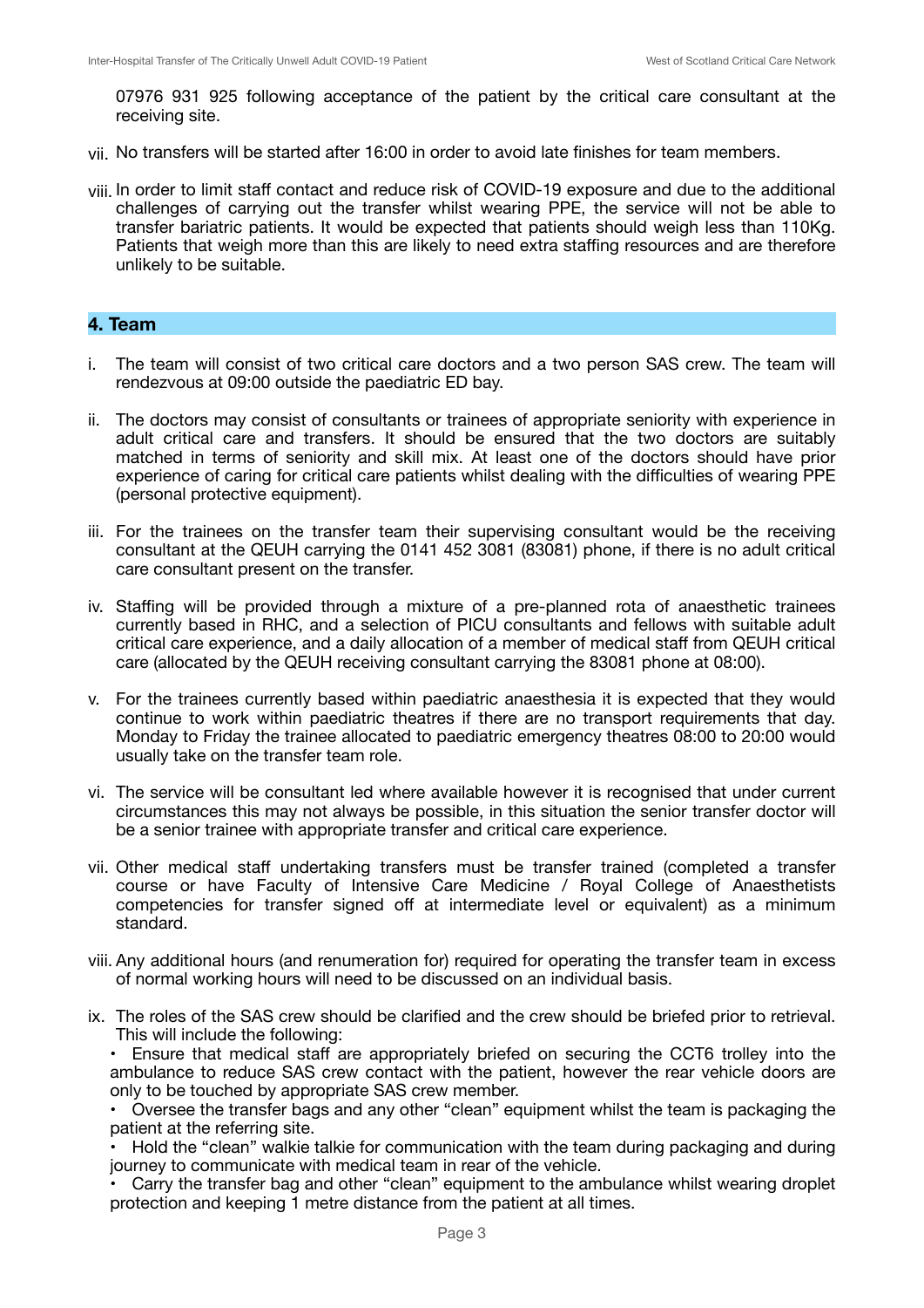07976 931 925 following acceptance of the patient by the critical care consultant at the receiving site.

vii. No transfers will be started after 16:00 in order to avoid late finishes for team members.

viii. In order to limit staff contact and reduce risk of COVID-19 exposure and due to the additional challenges of carrying out the transfer whilst wearing PPE, the service will not be able to transfer bariatric patients. It would be expected that patients should weigh less than 110Kg. Patients that weigh more than this are likely to need extra staffing resources and are therefore unlikely to be suitable.

## 4. Team

i. The team will consist of two critical care doctors and a two person SAS crew. The team will rendezvous at 09:00 outside the paediatric ED bay.

ii. The doctors may consist of consultants or trainees of appropriate seniority with experience in adult critical care and transfers. It should be ensured that the two doctors are suitably matched in terms of seniority and skill mix. At least one of the doctors should have prior experience of caring for critical care patients whilst dealing with the difficulties of wearing PPE (personal protective equipment).

iii. For the trainees on the transfer team their supervising consultant would be the receiving consultant at the QEUH carrying the 0141 452 3081 (83081) phone, if there is no adult critical care consultant present on the transfer.

iv. Staffing will be provided through a mixture of a pre-planned rota of anaesthetic trainees currently based in RHC, and a selection of PICU consultants and fellows with suitable adult critical care experience, and a daily allocation of a member of medical staff from QEUH critical care (allocated by the QEUH receiving consultant carrying the 83081 phone at 08:00).

v. For the trainees currently based within paediatric anaesthesia it is expected that they would continue to work within paediatric theatres if there are no transport requirements that day. Monday to Friday the trainee allocated to paediatric emergency theatres 08:00 to 20:00 would usually take on the transfer team role.

vi. The service will be consultant led where available however it is recognised that under current circumstances this may not always be possible, in this situation the senior transfer doctor will be a senior trainee with appropriate transfer and critical care experience.

vii. Other medical staff undertaking transfers must be transfer trained (completed a transfer course or have Faculty of Intensive Care Medicine / Royal College of Anaesthetists competencies for transfer signed off at intermediate level or equivalent) as a minimum standard.

viii. Any additional hours (and renumeration for) required for operating the transfer team in excess of normal working hours will need to be discussed on an individual basis.

ix. The roles of the SAS crew should be clarified and the crew should be briefed prior to retrieval. This will include the following:

- Ensure that medical staff are appropriately briefed on securing the CCT6 trolley into the ambulance to reduce SAS crew contact with the patient, however the rear vehicle doors are only to be touched by appropriate SAS crew member.
- Oversee the transfer bags and any other "clean" equipment whilst the team is packaging the patient at the referring site.
- Hold the "clean" walkie talkie for communication with the team during packaging and during journey to communicate with medical team in rear of the vehicle.
- Carry the transfer bag and other "clean" equipment to the ambulance whilst wearing droplet protection and keeping 1 metre distance from the patient at all times.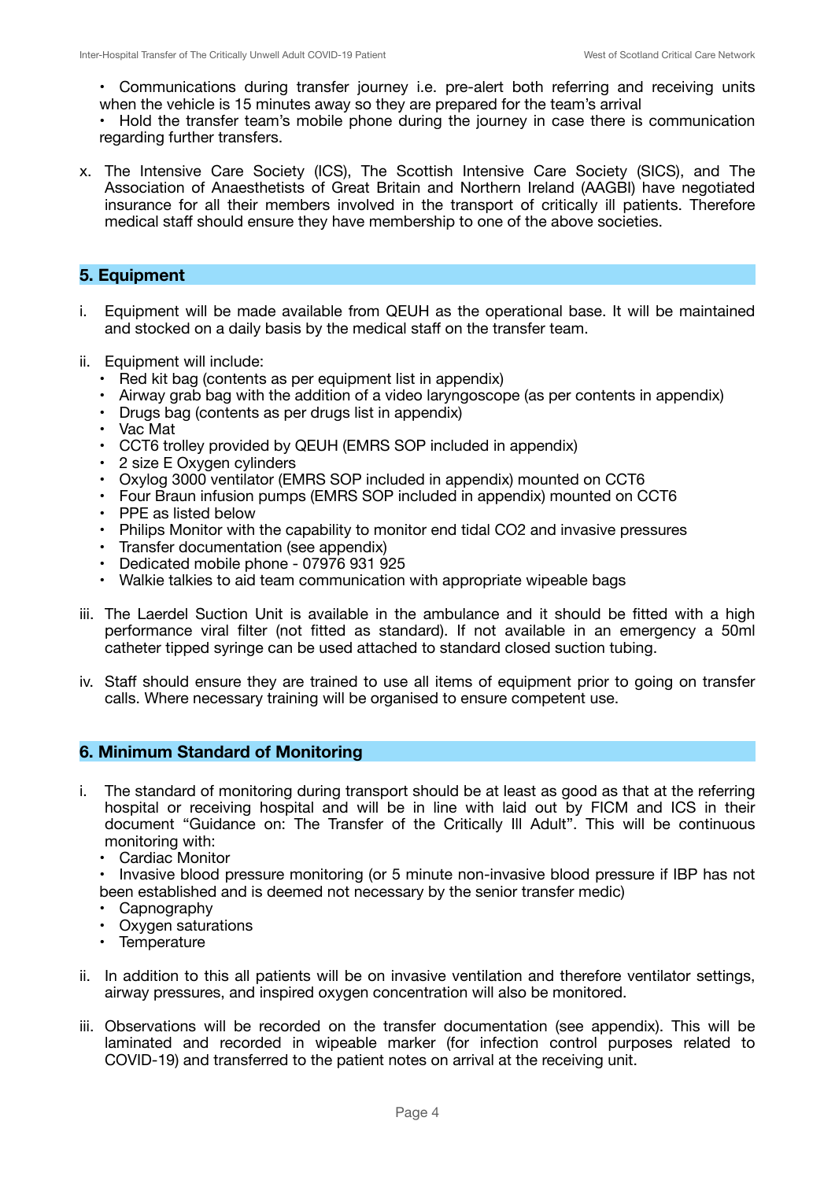- Communications during transfer journey i.e. pre-alert both referring and receiving units when the vehicle is 15 minutes away so they are prepared for the team's arrival
- Hold the transfer team's mobile phone during the journey in case there is communication regarding further transfers.

x. The Intensive Care Society (ICS), The Scottish Intensive Care Society (SICS), and The Association of Anaesthetists of Great Britain and Northern Ireland (AAGBI) have negotiated insurance for all their members involved in the transport of critically ill patients. Therefore medical staff should ensure they have membership to one of the above societies.

## 5. Equipment

i. Equipment will be made available from QEUH as the operational base. It will be maintained and stocked on a daily basis by the medical staff on the transfer team.

ii. Equipment will include:
   - Red kit bag (contents as per equipment list in appendix)
   - Airway grab bag with the addition of a video laryngoscope (as per contents in appendix)
   - Drugs bag (contents as per drugs list in appendix)
   - Vac Mat
   - CCT6 trolley provided by QEUH (EMRS SOP included in appendix)
   - 2 size E Oxygen cylinders
   - Oxylog 3000 ventilator (EMRS SOP included in appendix) mounted on CCT6
   - Four Braun infusion pumps (EMRS SOP included in appendix) mounted on CCT6
   - PPE as listed below
   - Philips Monitor with the capability to monitor end tidal CO2 and invasive pressures
   - Transfer documentation (see appendix)
   - Dedicated mobile phone - 07976 931 925
   - Walkie talkies to aid team communication with appropriate wipeable bags

iii. The Laerdel Suction Unit is available in the ambulance and it should be fitted with a high performance viral filter (not fitted as standard). If not available in an emergency a 50ml catheter tipped syringe can be used attached to standard closed suction tubing.

iv. Staff should ensure they are trained to use all items of equipment prior to going on transfer calls. Where necessary training will be organised to ensure competent use.

## 6. Minimum Standard of Monitoring

i. The standard of monitoring during transport should be at least as good as that at the referring hospital or receiving hospital and will be in line with laid out by FICM and ICS in their document "Guidance on: The Transfer of the Critically Ill Adult". This will be continuous monitoring with:
   - Cardiac Monitor
   - Invasive blood pressure monitoring (or 5 minute non-invasive blood pressure if IBP has not been established and is deemed not necessary by the senior transfer medic)
   - Capnography
   - Oxygen saturations
   - Temperature

ii. In addition to this all patients will be on invasive ventilation and therefore ventilator settings, airway pressures, and inspired oxygen concentration will also be monitored.

iii. Observations will be recorded on the transfer documentation (see appendix). This will be laminated and recorded in wipeable marker (for infection control purposes related to COVID-19) and transferred to the patient notes on arrival at the receiving unit.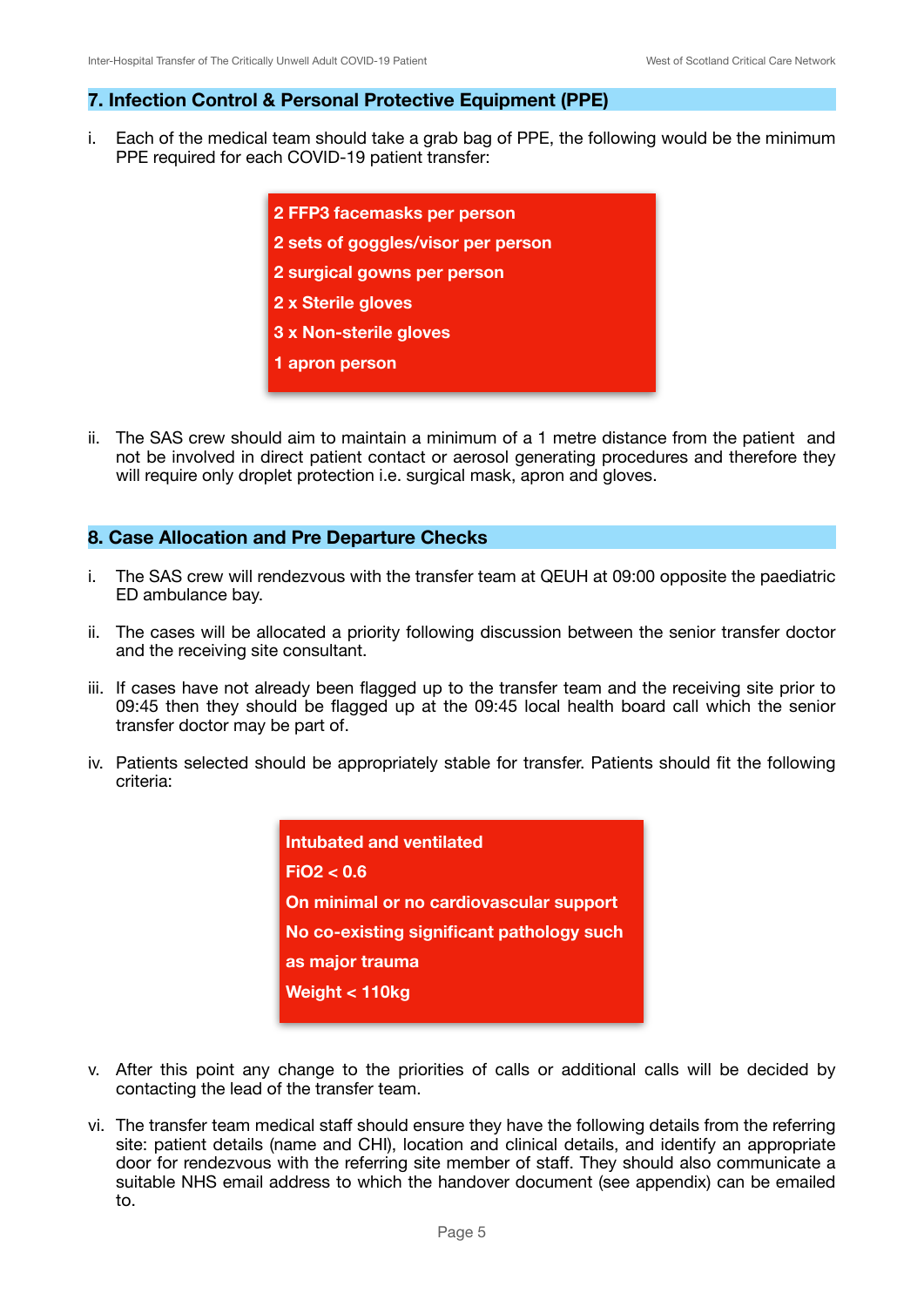## 7. Infection Control & Personal Protective Equipment (PPE)

i. Each of the medical team should take a grab bag of PPE, the following would be the minimum PPE required for each COVID-19 patient transfer:

> **2 FFP3 facemasks per person**
> **2 sets of goggles/visor per person**
> **2 surgical gowns per person**
> **2 x Sterile gloves**
> **3 x Non-sterile gloves**
> **1 apron person**

ii. The SAS crew should aim to maintain a minimum of a 1 metre distance from the patient and not be involved in direct patient contact or aerosol generating procedures and therefore they will require only droplet protection i.e. surgical mask, apron and gloves.

## 8. Case Allocation and Pre Departure Checks

i. The SAS crew will rendezvous with the transfer team at QEUH at 09:00 opposite the paediatric ED ambulance bay.

ii. The cases will be allocated a priority following discussion between the senior transfer doctor and the receiving site consultant.

iii. If cases have not already been flagged up to the transfer team and the receiving site prior to 09:45 then they should be flagged up at the 09:45 local health board call which the senior transfer doctor may be part of.

iv. Patients selected should be appropriately stable for transfer. Patients should fit the following criteria:

> **Intubated and ventilated**
> **FiO2 < 0.6**
> **On minimal or no cardiovascular support**
> **No co-existing significant pathology such as major trauma**
> **Weight < 110kg**

v. After this point any change to the priorities of calls or additional calls will be decided by contacting the lead of the transfer team.

vi. The transfer team medical staff should ensure they have the following details from the referring site: patient details (name and CHI), location and clinical details, and identify an appropriate door for rendezvous with the referring site member of staff. They should also communicate a suitable NHS email address to which the handover document (see appendix) can be emailed to.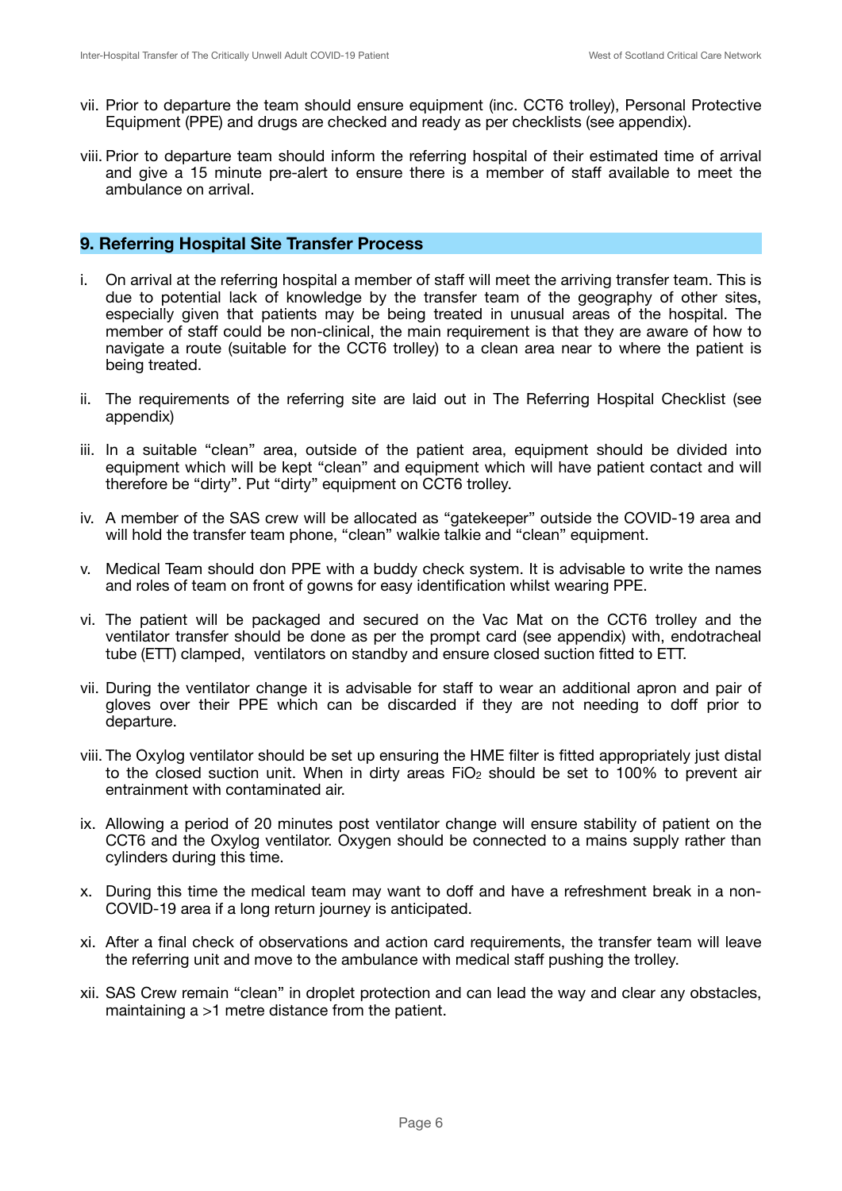vii. Prior to departure the team should ensure equipment (inc. CCT6 trolley), Personal Protective Equipment (PPE) and drugs are checked and ready as per checklists (see appendix).

viii. Prior to departure team should inform the referring hospital of their estimated time of arrival and give a 15 minute pre-alert to ensure there is a member of staff available to meet the ambulance on arrival.

## 9. Referring Hospital Site Transfer Process

i. On arrival at the referring hospital a member of staff will meet the arriving transfer team. This is due to potential lack of knowledge by the transfer team of the geography of other sites, especially given that patients may be being treated in unusual areas of the hospital. The member of staff could be non-clinical, the main requirement is that they are aware of how to navigate a route (suitable for the CCT6 trolley) to a clean area near to where the patient is being treated.

ii. The requirements of the referring site are laid out in The Referring Hospital Checklist (see appendix)

iii. In a suitable "clean" area, outside of the patient area, equipment should be divided into equipment which will be kept "clean" and equipment which will have patient contact and will therefore be "dirty". Put "dirty" equipment on CCT6 trolley.

iv. A member of the SAS crew will be allocated as "gatekeeper" outside the COVID-19 area and will hold the transfer team phone, "clean" walkie talkie and "clean" equipment.

v. Medical Team should don PPE with a buddy check system. It is advisable to write the names and roles of team on front of gowns for easy identification whilst wearing PPE.

vi. The patient will be packaged and secured on the Vac Mat on the CCT6 trolley and the ventilator transfer should be done as per the prompt card (see appendix) with, endotracheal tube (ETT) clamped, ventilators on standby and ensure closed suction fitted to ETT.

vii. During the ventilator change it is advisable for staff to wear an additional apron and pair of gloves over their PPE which can be discarded if they are not needing to doff prior to departure.

viii. The Oxylog ventilator should be set up ensuring the HME filter is fitted appropriately just distal to the closed suction unit. When in dirty areas $FiO_2$ should be set to 100% to prevent air entrainment with contaminated air.

ix. Allowing a period of 20 minutes post ventilator change will ensure stability of patient on the CCT6 and the Oxylog ventilator. Oxygen should be connected to a mains supply rather than cylinders during this time.

x. During this time the medical team may want to doff and have a refreshment break in a non-COVID-19 area if a long return journey is anticipated.

xi. After a final check of observations and action card requirements, the transfer team will leave the referring unit and move to the ambulance with medical staff pushing the trolley.

xii. SAS Crew remain "clean" in droplet protection and can lead the way and clear any obstacles, maintaining a >1 metre distance from the patient.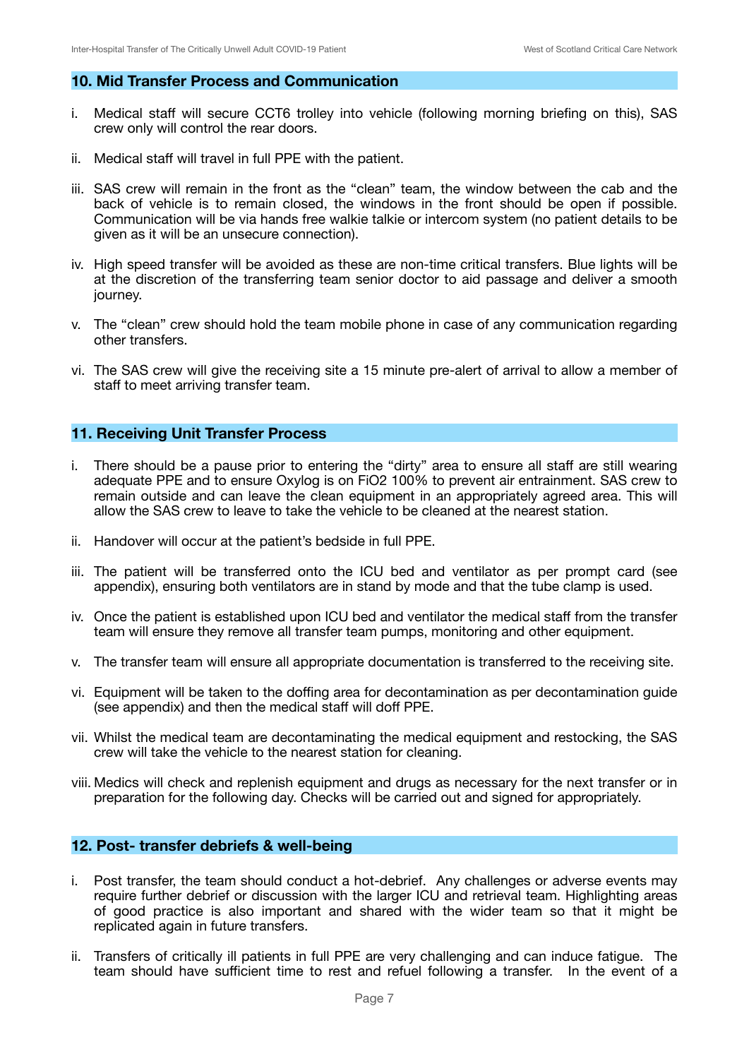## 10. Mid Transfer Process and Communication

i. Medical staff will secure CCT6 trolley into vehicle (following morning briefing on this), SAS crew only will control the rear doors.

ii. Medical staff will travel in full PPE with the patient.

iii. SAS crew will remain in the front as the "clean" team, the window between the cab and the back of vehicle is to remain closed, the windows in the front should be open if possible. Communication will be via hands free walkie talkie or intercom system (no patient details to be given as it will be an unsecure connection).

iv. High speed transfer will be avoided as these are non-time critical transfers. Blue lights will be at the discretion of the transferring team senior doctor to aid passage and deliver a smooth journey.

v. The "clean" crew should hold the team mobile phone in case of any communication regarding other transfers.

vi. The SAS crew will give the receiving site a 15 minute pre-alert of arrival to allow a member of staff to meet arriving transfer team.

## 11. Receiving Unit Transfer Process

i. There should be a pause prior to entering the "dirty" area to ensure all staff are still wearing adequate PPE and to ensure Oxylog is on $FiO_2$ 100% to prevent air entrainment. SAS crew to remain outside and can leave the clean equipment in an appropriately agreed area. This will allow the SAS crew to leave to take the vehicle to be cleaned at the nearest station.

ii. Handover will occur at the patient's bedside in full PPE.

iii. The patient will be transferred onto the ICU bed and ventilator as per prompt card (see appendix), ensuring both ventilators are in stand by mode and that the tube clamp is used.

iv. Once the patient is established upon ICU bed and ventilator the medical staff from the transfer team will ensure they remove all transfer team pumps, monitoring and other equipment.

v. The transfer team will ensure all appropriate documentation is transferred to the receiving site.

vi. Equipment will be taken to the doffing area for decontamination as per decontamination guide (see appendix) and then the medical staff will doff PPE.

vii. Whilst the medical team are decontaminating the medical equipment and restocking, the SAS crew will take the vehicle to the nearest station for cleaning.

viii. Medics will check and replenish equipment and drugs as necessary for the next transfer or in preparation for the following day. Checks will be carried out and signed for appropriately.

## 12. Post- transfer debriefs & well-being

i. Post transfer, the team should conduct a hot-debrief. Any challenges or adverse events may require further debrief or discussion with the larger ICU and retrieval team. Highlighting areas of good practice is also important and shared with the wider team so that it might be replicated again in future transfers.

ii. Transfers of critically ill patients in full PPE are very challenging and can induce fatigue. The team should have sufficient time to rest and refuel following a transfer. In the event of a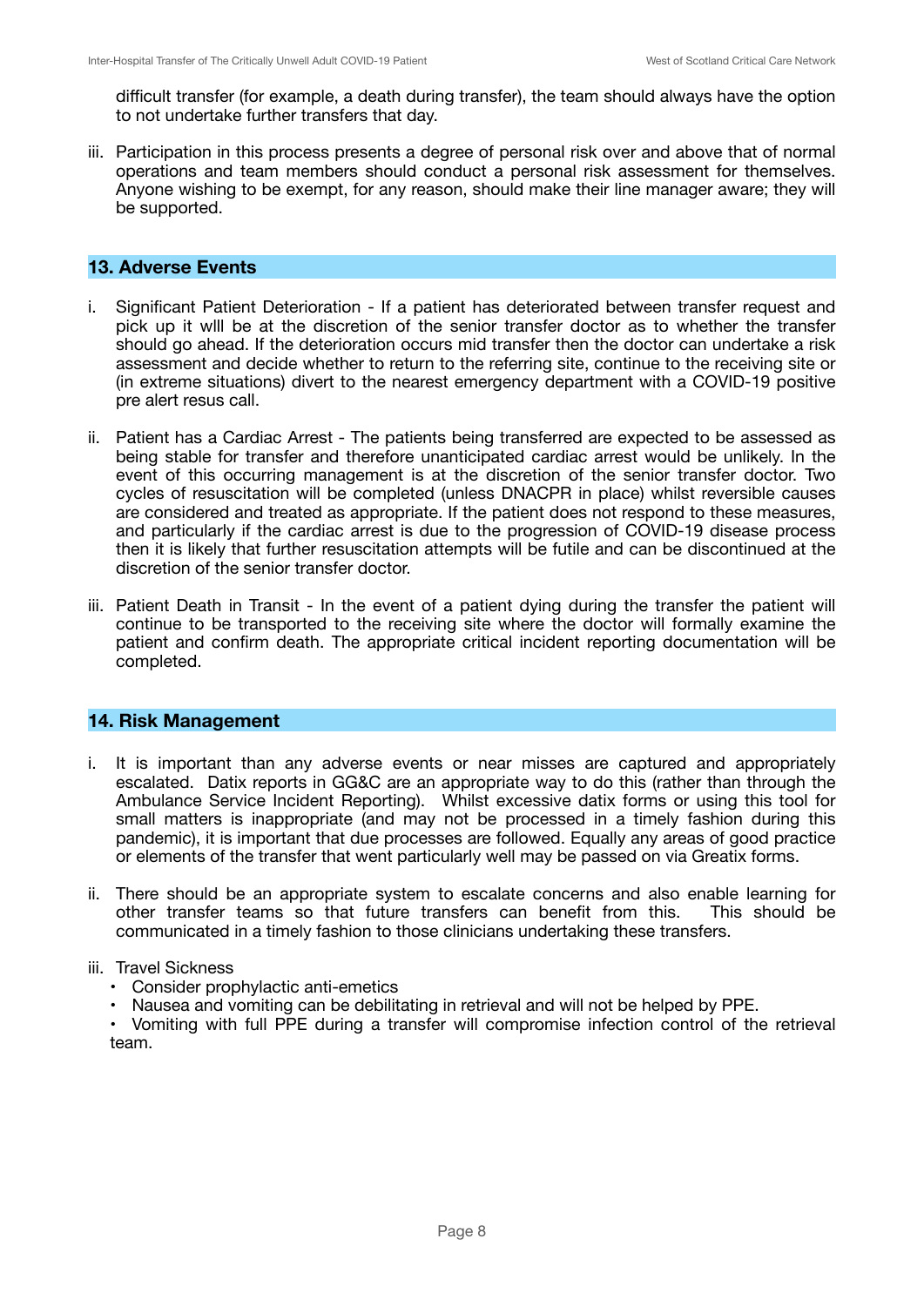difficult transfer (for example, a death during transfer), the team should always have the option to not undertake further transfers that day.

iii. Participation in this process presents a degree of personal risk over and above that of normal operations and team members should conduct a personal risk assessment for themselves. Anyone wishing to be exempt, for any reason, should make their line manager aware; they will be supported.

## 13. Adverse Events

i. Significant Patient Deterioration - If a patient has deteriorated between transfer request and pick up it wlll be at the discretion of the senior transfer doctor as to whether the transfer should go ahead. If the deterioration occurs mid transfer then the doctor can undertake a risk assessment and decide whether to return to the referring site, continue to the receiving site or (in extreme situations) divert to the nearest emergency department with a COVID-19 positive pre alert resus call.

ii. Patient has a Cardiac Arrest - The patients being transferred are expected to be assessed as being stable for transfer and therefore unanticipated cardiac arrest would be unlikely. In the event of this occurring management is at the discretion of the senior transfer doctor. Two cycles of resuscitation will be completed (unless DNACPR in place) whilst reversible causes are considered and treated as appropriate. If the patient does not respond to these measures, and particularly if the cardiac arrest is due to the progression of COVID-19 disease process then it is likely that further resuscitation attempts will be futile and can be discontinued at the discretion of the senior transfer doctor.

iii. Patient Death in Transit - In the event of a patient dying during the transfer the patient will continue to be transported to the receiving site where the doctor will formally examine the patient and confirm death. The appropriate critical incident reporting documentation will be completed.

## 14. Risk Management

i. It is important than any adverse events or near misses are captured and appropriately escalated. Datix reports in GG&C are an appropriate way to do this (rather than through the Ambulance Service Incident Reporting). Whilst excessive datix forms or using this tool for small matters is inappropriate (and may not be processed in a timely fashion during this pandemic), it is important that due processes are followed. Equally any areas of good practice or elements of the transfer that went particularly well may be passed on via Greatix forms.

ii. There should be an appropriate system to escalate concerns and also enable learning for other transfer teams so that future transfers can benefit from this. This should be communicated in a timely fashion to those clinicians undertaking these transfers.

iii. Travel Sickness
   - Consider prophylactic anti-emetics
   - Nausea and vomiting can be debilitating in retrieval and will not be helped by PPE.
   - Vomiting with full PPE during a transfer will compromise infection control of the retrieval team.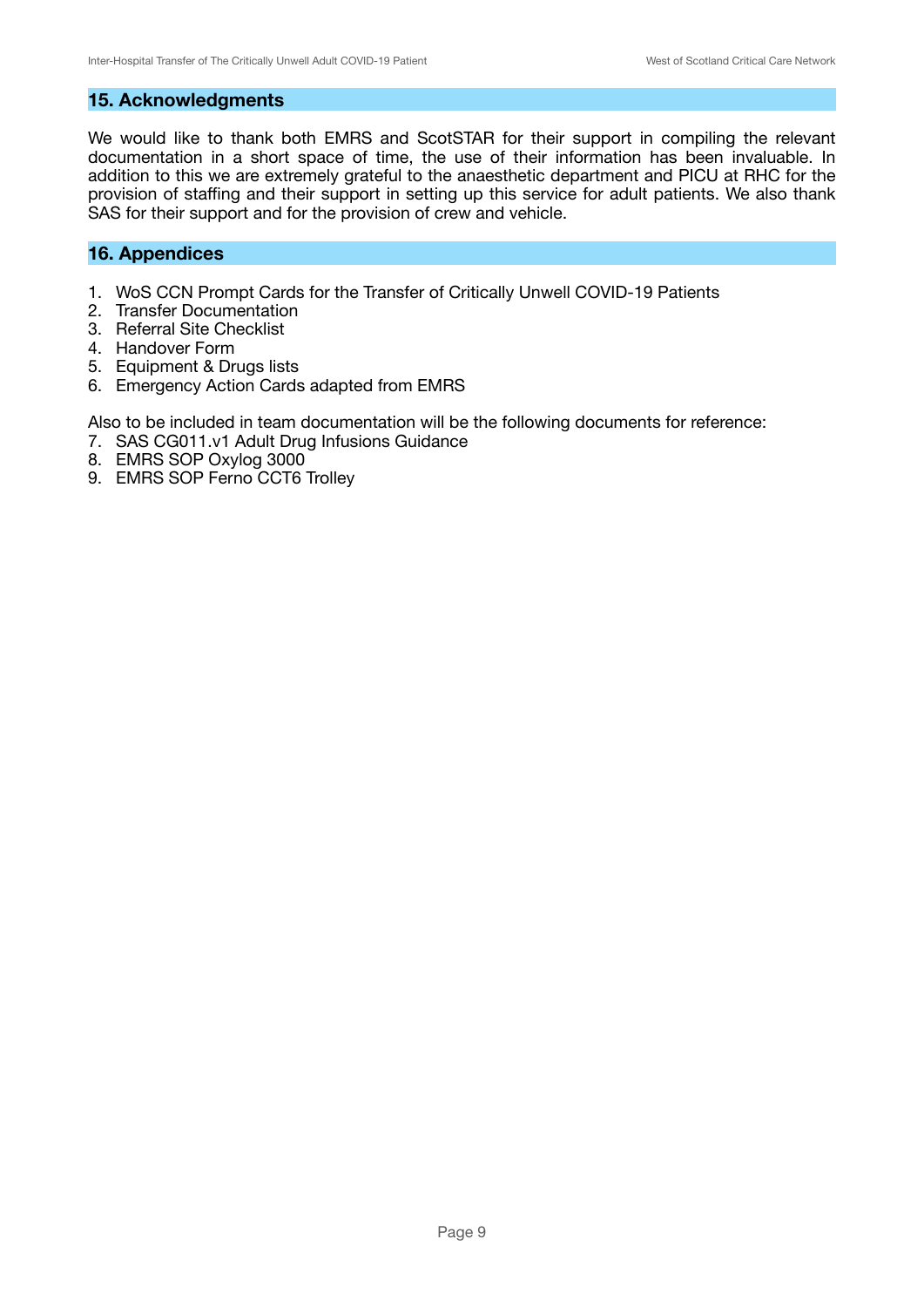## 15. Acknowledgments

We would like to thank both EMRS and ScotSTAR for their support in compiling the relevant documentation in a short space of time, the use of their information has been invaluable. In addition to this we are extremely grateful to the anaesthetic department and PICU at RHC for the provision of staffing and their support in setting up this service for adult patients. We also thank SAS for their support and for the provision of crew and vehicle.

## 16. Appendices

1. WoS CCN Prompt Cards for the Transfer of Critically Unwell COVID-19 Patients
2. Transfer Documentation
3. Referral Site Checklist
4. Handover Form
5. Equipment & Drugs lists
6. Emergency Action Cards adapted from EMRS

Also to be included in team documentation will be the following documents for reference:

7. SAS CG011.v1 Adult Drug Infusions Guidance
8. EMRS SOP Oxylog 3000
9. EMRS SOP Ferno CCT6 Trolley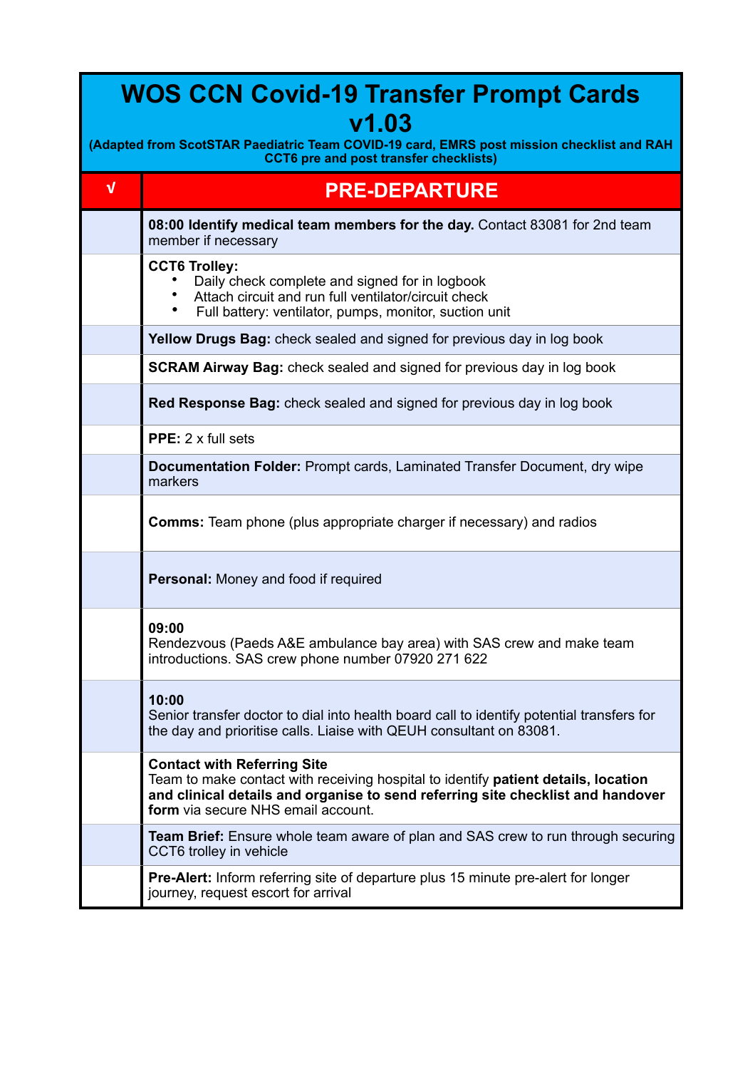# WOS CCN Covid-19 Transfer Prompt Cards v1.03

**(Adapted from ScotSTAR Paediatric Team COVID-19 card, EMRS post mission checklist and RAH CCT6 pre and post transfer checklists)**

| √ | PRE-DEPARTURE |
|---|---|
| | **08:00 Identify medical team members for the day.** Contact 83081 for 2nd team member if necessary |
| | **CCT6 Trolley:**<br>• Daily check complete and signed for in logbook<br>• Attach circuit and run full ventilator/circuit check<br>• Full battery: ventilator, pumps, monitor, suction unit |
| | **Yellow Drugs Bag:** check sealed and signed for previous day in log book |
| | **SCRAM Airway Bag:** check sealed and signed for previous day in log book |
| | **Red Response Bag:** check sealed and signed for previous day in log book |
| | **PPE:** 2 x full sets |
| | **Documentation Folder:** Prompt cards, Laminated Transfer Document, dry wipe markers |
| | **Comms:** Team phone (plus appropriate charger if necessary) and radios |
| | **Personal:** Money and food if required |
| | **09:00**<br>Rendezvous (Paeds A&E ambulance bay area) with SAS crew and make team introductions. SAS crew phone number 07920 271 622 |
| | **10:00**<br>Senior transfer doctor to dial into health board call to identify potential transfers for the day and prioritise calls. Liaise with QEUH consultant on 83081. |
| | **Contact with Referring Site**<br>Team to make contact with receiving hospital to identify **patient details, location and clinical details and organise to send referring site checklist and handover form** via secure NHS email account. |
| | **Team Brief:** Ensure whole team aware of plan and SAS crew to run through securing CCT6 trolley in vehicle |
| | **Pre-Alert:** Inform referring site of departure plus 15 minute pre-alert for longer journey, request escort for arrival |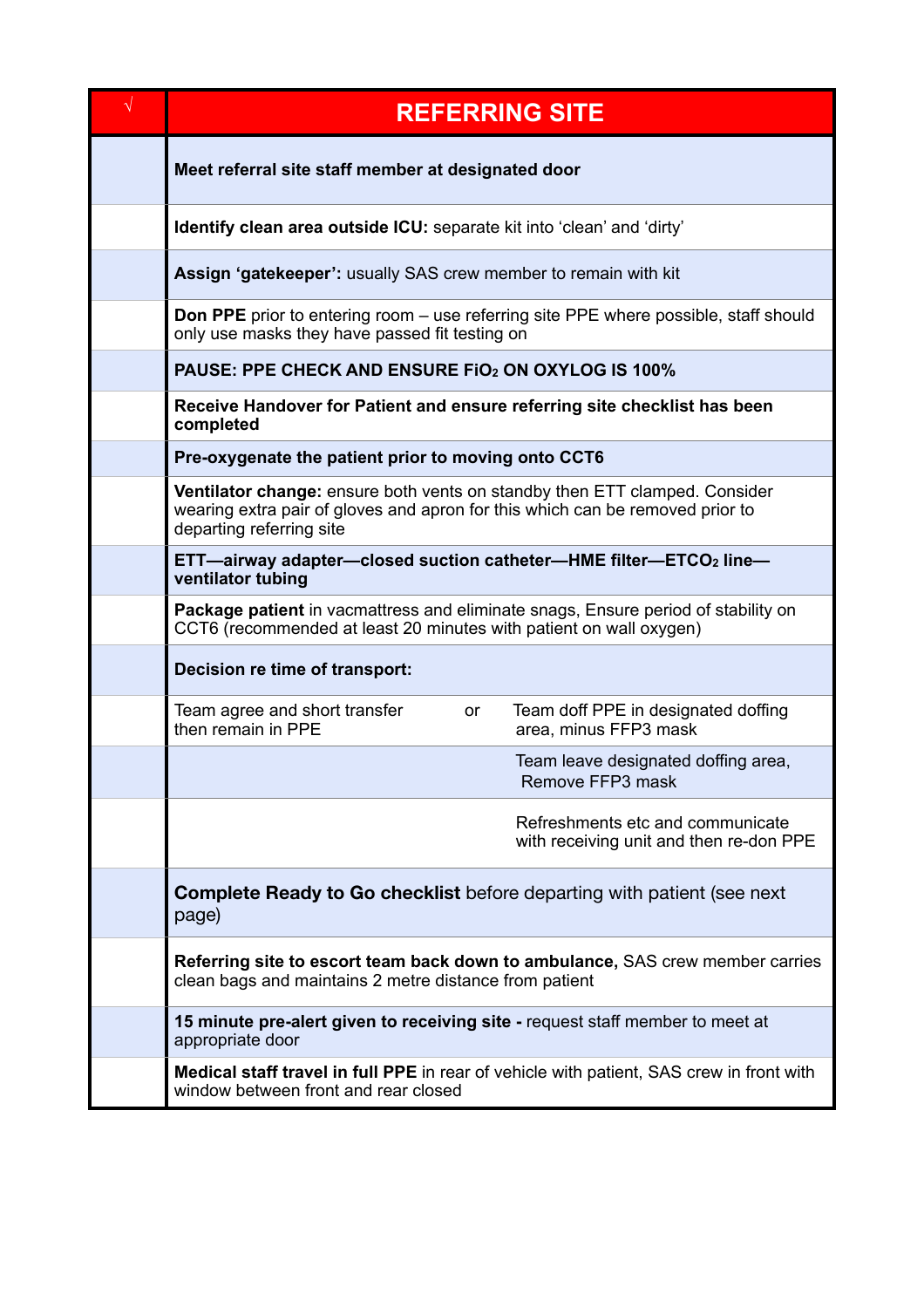| √ | REFERRING SITE | | |
|---|---|---|---|
| | **Meet referral site staff member at designated door** | | |
| | **Identify clean area outside ICU:** separate kit into 'clean' and 'dirty' | | |
| | **Assign 'gatekeeper':** usually SAS crew member to remain with kit | | |
| | **Don PPE** prior to entering room – use referring site PPE where possible, staff should only use masks they have passed fit testing on | | |
| | **PAUSE: PPE CHECK AND ENSURE $FiO_2$ ON OXYLOG IS 100%** | | |
| | **Receive Handover for Patient and ensure referring site checklist has been completed** | | |
| | **Pre-oxygenate the patient prior to moving onto CCT6** | | |
| | **Ventilator change:** ensure both vents on standby then ETT clamped. Consider wearing extra pair of gloves and apron for this which can be removed prior to departing referring site | | |
| | **ETT—airway adapter—closed suction catheter—HME filter—$ETCO_2$ line—ventilator tubing** | | |
| | **Package patient** in vacmattress and eliminate snags, Ensure period of stability on CCT6 (recommended at least 20 minutes with patient on wall oxygen) | | |
| | **Decision re time of transport:** | | |
| | Team agree and short transfer then remain in PPE | or | Team doff PPE in designated doffing area, minus FFP3 mask |
| | | | Team leave designated doffing area, Remove FFP3 mask |
| | | | Refreshments etc and communicate with receiving unit and then re-don PPE |
| | **Complete Ready to Go checklist** before departing with patient (see next page) | | |
| | **Referring site to escort team back down to ambulance,** SAS crew member carries clean bags and maintains 2 metre distance from patient | | |
| | **15 minute pre-alert given to receiving site -** request staff member to meet at appropriate door | | |
| | **Medical staff travel in full PPE** in rear of vehicle with patient, SAS crew in front with window between front and rear closed | | |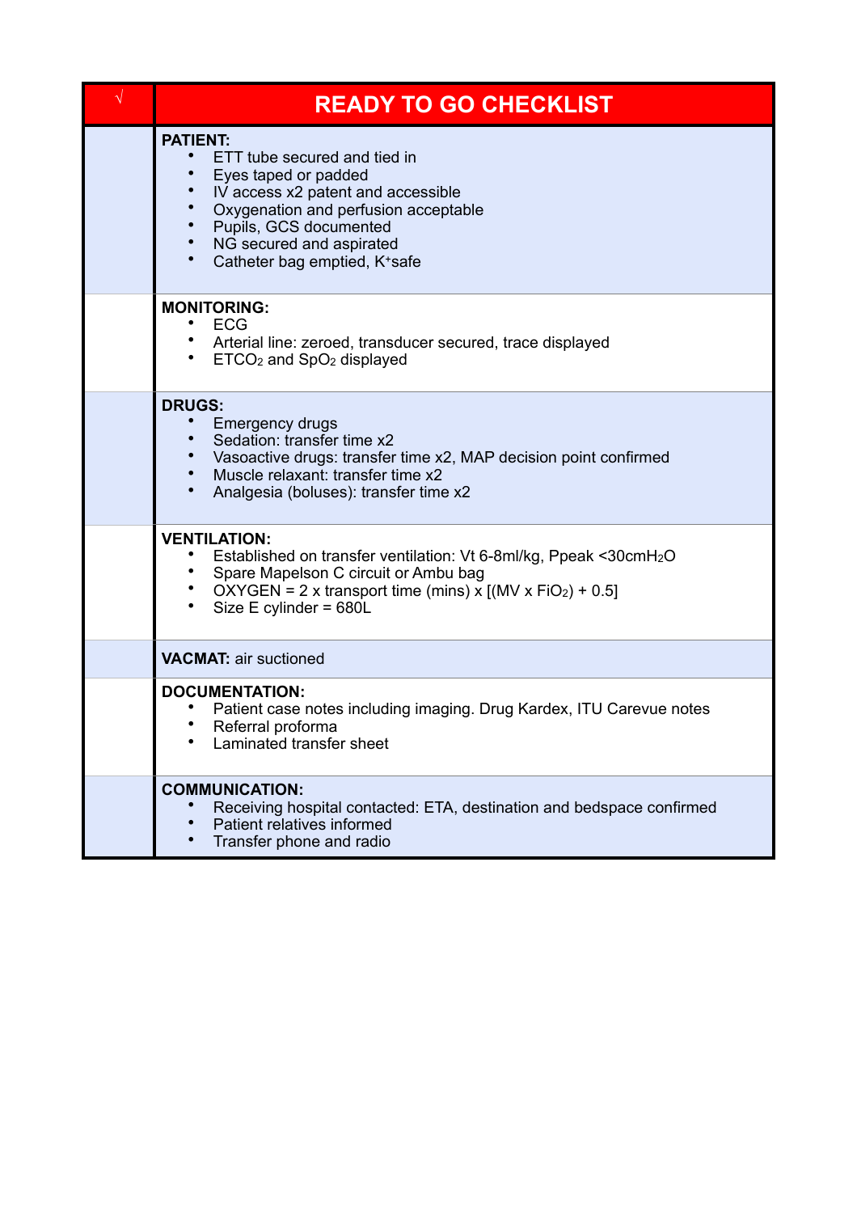| √ | READY TO GO CHECKLIST |
| --- | --- |
| | **PATIENT:**<br>• ETT tube secured and tied in<br>• Eyes taped or padded<br>• IV access x2 patent and accessible<br>• Oxygenation and perfusion acceptable<br>• Pupils, GCS documented<br>• NG secured and aspirated<br>• Catheter bag emptied, $K^+$safe |
| | **MONITORING:**<br>• ECG<br>• Arterial line: zeroed, transducer secured, trace displayed<br>• $ETCO_2$ and $SpO_2$ displayed |
| | **DRUGS:**<br>• Emergency drugs<br>• Sedation: transfer time x2<br>• Vasoactive drugs: transfer time x2, MAP decision point confirmed<br>• Muscle relaxant: transfer time x2<br>• Analgesia (boluses): transfer time x2 |
| | **VENTILATION:**<br>• Established on transfer ventilation: Vt 6-8ml/kg, Ppeak <30cm$H_2O$<br>• Spare Mapelson C circuit or Ambu bag<br>• OXYGEN = 2 x transport time (mins) x [(MV x $FiO_2$) + 0.5]<br>• Size E cylinder = 680L |
| | **VACMAT:** air suctioned |
| | **DOCUMENTATION:**<br>• Patient case notes including imaging. Drug Kardex, ITU Carevue notes<br>• Referral proforma<br>• Laminated transfer sheet |
| | **COMMUNICATION:**<br>• Receiving hospital contacted: ETA, destination and bedspace confirmed<br>• Patient relatives informed<br>• Transfer phone and radio |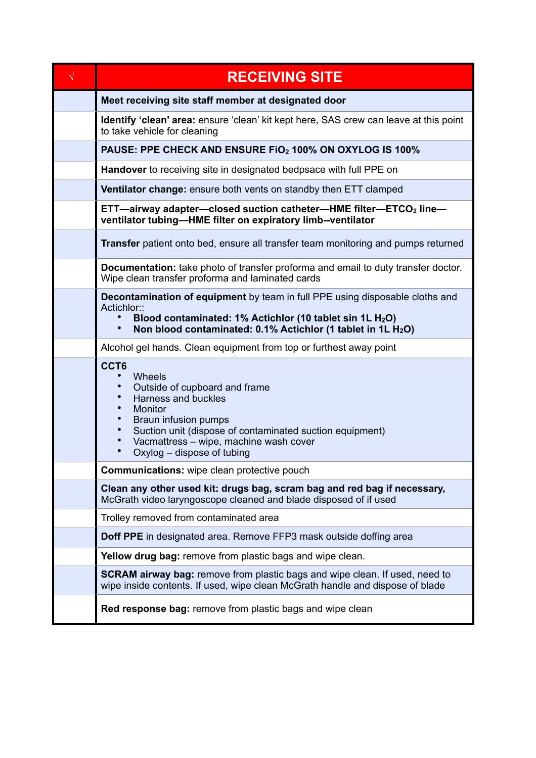| √ | RECEIVING SITE |
|---|---|
| | **Meet receiving site staff member at designated door** |
| | **Identify 'clean' area:** ensure 'clean' kit kept here, SAS crew can leave at this point to take vehicle for cleaning |
| | **PAUSE: PPE CHECK AND ENSURE $FiO_2$ 100% ON OXYLOG IS 100%** |
| | **Handover** to receiving site in designated bedpsace with full PPE on |
| | **Ventilator change:** ensure both vents on standby then ETT clamped |
| | **ETT—airway adapter—closed suction catheter—HME filter—$ETCO_2$ line—ventilator tubing—HME filter on expiratory limb--ventilator** |
| | **Transfer** patient onto bed, ensure all transfer team monitoring and pumps returned |
| | **Documentation:** take photo of transfer proforma and email to duty transfer doctor. Wipe clean transfer proforma and laminated cards |
| | **Decontamination of equipment** by team in full PPE using disposable cloths and Actichlor::<br>• **Blood contaminated: 1% Actichlor (10 tablet sin 1L $H_2O$)**<br>• **Non blood contaminated: 0.1% Actichlor (1 tablet in 1L $H_2O$)** |
| | Alcohol gel hands. Clean equipment from top or furthest away point |
| | **CCT6**<br>• Wheels<br>• Outside of cupboard and frame<br>• Harness and buckles<br>• Monitor<br>• Braun infusion pumps<br>• Suction unit (dispose of contaminated suction equipment)<br>• Vacmattress – wipe, machine wash cover<br>• Oxylog – dispose of tubing |
| | **Communications:** wipe clean protective pouch |
| | **Clean any other used kit: drugs bag, scram bag and red bag if necessary,** McGrath video laryngoscope cleaned and blade disposed of if used |
| | Trolley removed from contaminated area |
| | **Doff PPE** in designated area. Remove FFP3 mask outside doffing area |
| | **Yellow drug bag:** remove from plastic bags and wipe clean. |
| | **SCRAM airway bag:** remove from plastic bags and wipe clean. If used, need to wipe inside contents. If used, wipe clean McGrath handle and dispose of blade |
| | **Red response bag:** remove from plastic bags and wipe clean |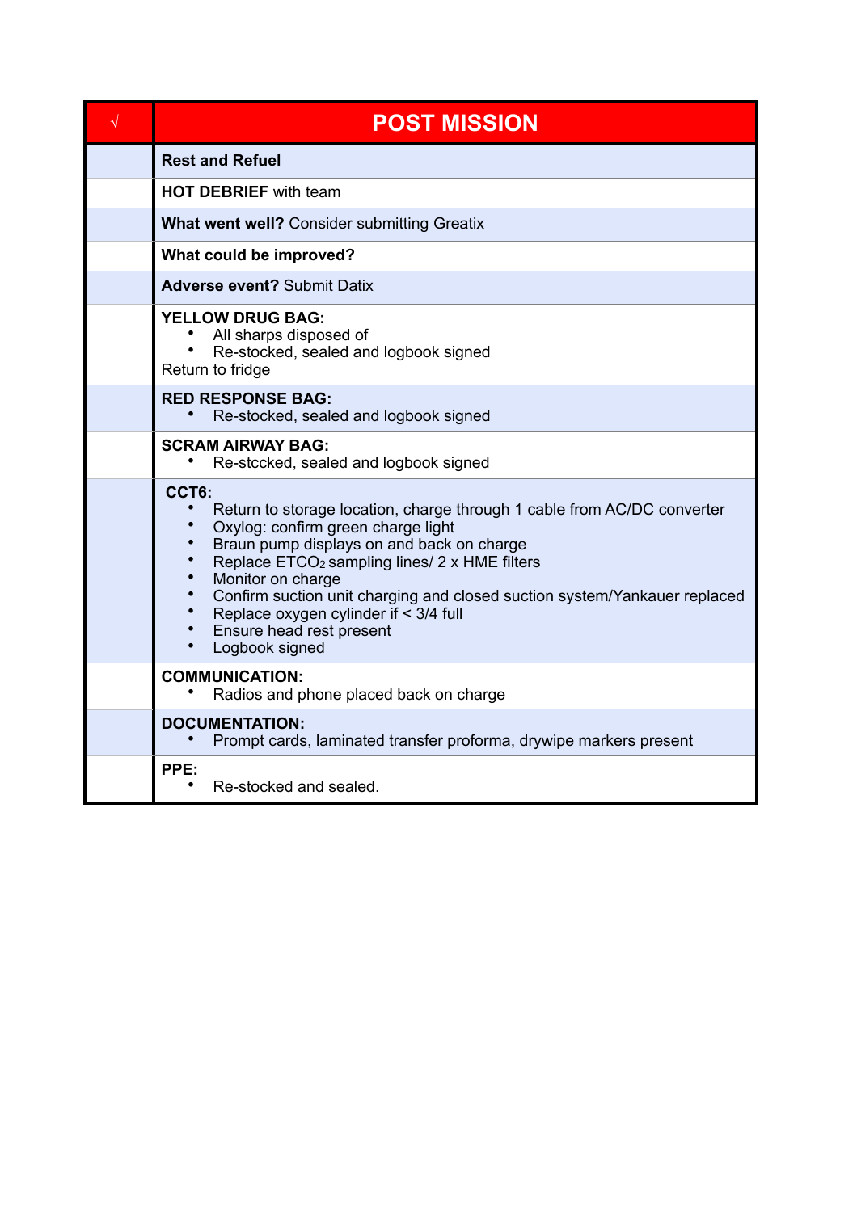| √ | POST MISSION |
|---|---|
| | **Rest and Refuel** |
| | **HOT DEBRIEF** with team |
| | **What went well?** Consider submitting Greatix |
| | **What could be improved?** |
| | **Adverse event?** Submit Datix |
| | **YELLOW DRUG BAG:**<br>• All sharps disposed of<br>• Re-stocked, sealed and logbook signed<br>Return to fridge |
| | **RED RESPONSE BAG:**<br>• Re-stocked, sealed and logbook signed |
| | **SCRAM AIRWAY BAG:**<br>• Re-stccked, sealed and logbook signed |
| | **CCT6:**<br>• Return to storage location, charge through 1 cable from AC/DC converter<br>• Oxylog: confirm green charge light<br>• Braun pump displays on and back on charge<br>• Replace ETCO₂ sampling lines/ 2 x HME filters<br>• Monitor on charge<br>• Confirm suction unit charging and closed suction system/Yankauer replaced<br>• Replace oxygen cylinder if < 3/4 full<br>• Ensure head rest present<br>• Logbook signed |
| | **COMMUNICATION:**<br>• Radios and phone placed back on charge |
| | **DOCUMENTATION:**<br>• Prompt cards, laminated transfer proforma, drywipe markers present |
| | **PPE:**<br>• Re-stocked and sealed. |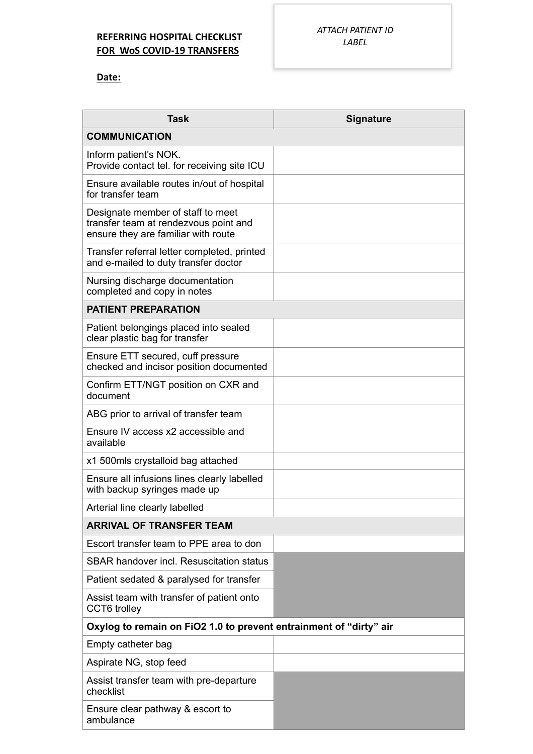**REFERRING HOSPITAL CHECKLIST FOR WoS COVID-19 TRANSFERS**

*ATTACH PATIENT ID LABEL*

**Date:**

| Task | Signature |
|---|---|
| **COMMUNICATION** | |
| Inform patient's NOK. Provide contact tel. for receiving site ICU | |
| Ensure available routes in/out of hospital for transfer team | |
| Designate member of staff to meet transfer team at rendezvous point and ensure they are familiar with route | |
| Transfer referral letter completed, printed and e-mailed to duty transfer doctor | |
| Nursing discharge documentation completed and copy in notes | |
| **PATIENT PREPARATION** | |
| Patient belongings placed into sealed clear plastic bag for transfer | |
| Ensure ETT secured, cuff pressure checked and incisor position documented | |
| Confirm ETT/NGT position on CXR and document | |
| ABG prior to arrival of transfer team | |
| Ensure IV access x2 accessible and available | |
| x1 500mls crystalloid bag attached | |
| Ensure all infusions lines clearly labelled with backup syringes made up | |
| Arterial line clearly labelled | |
| **ARRIVAL OF TRANSFER TEAM** | |
| Escort transfer team to PPE area to don | |
| SBAR handover incl. Resuscitation status | |
| Patient sedated & paralysed for transfer | |
| Assist team with transfer of patient onto CCT6 trolley | |
| **Oxylog to remain on FiO2 1.0 to prevent entrainment of "dirty" air** | |
| Empty catheter bag | |
| Aspirate NG, stop feed | |
| Assist transfer team with pre-departure checklist | |
| Ensure clear pathway & escort to ambulance | |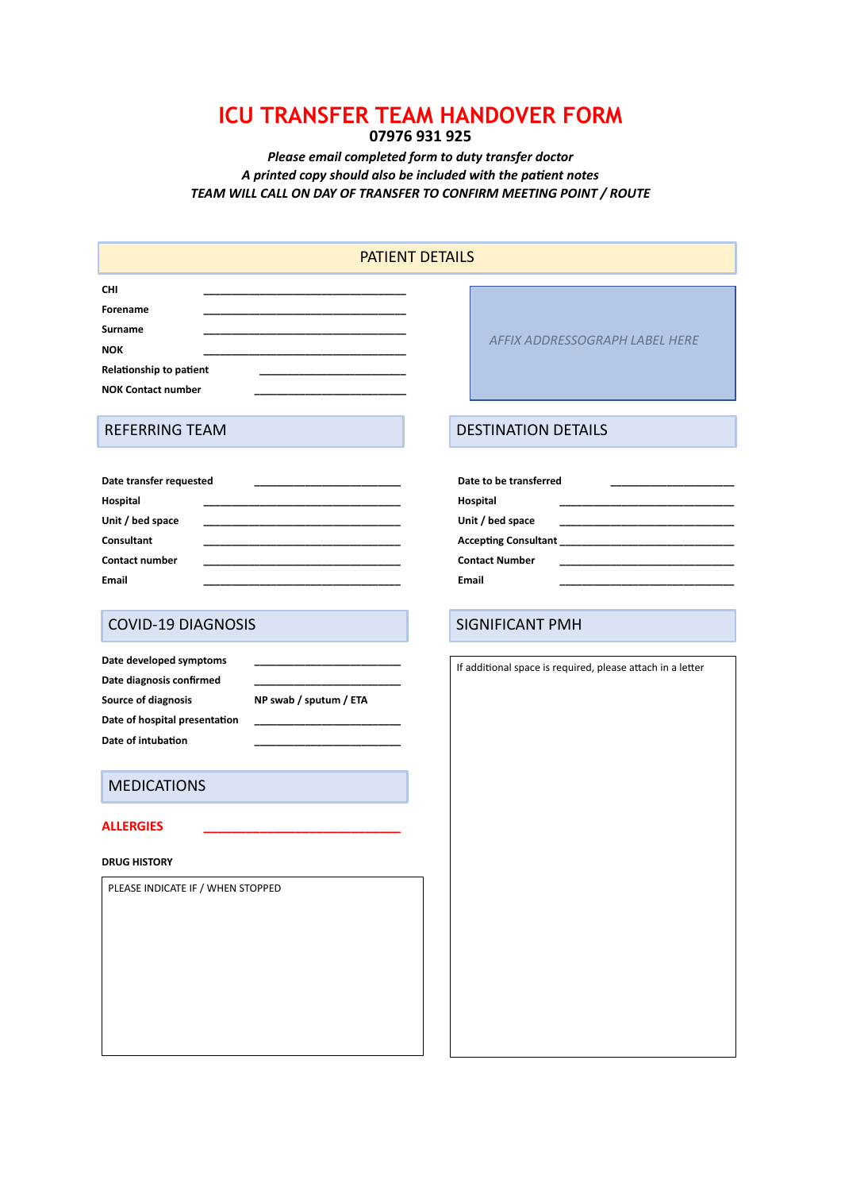# ICU TRANSFER TEAM HANDOVER FORM

**07976 931 925**

***Please email completed form to duty transfer doctor***
***A printed copy should also be included with the patient notes***
***TEAM WILL CALL ON DAY OF TRANSFER TO CONFIRM MEETING POINT / ROUTE***

## PATIENT DETAILS

**CHI** ______________________________

**Forename** ______________________________

**Surname** ______________________________

**NOK** ______________________________

**Relationship to patient** ______________________

**NOK Contact number** ______________________

*AFFIX ADDRESSOGRAPH LABEL HERE*

## REFERRING TEAM

**Date transfer requested** ______________________

**Hospital** ______________________________

**Unit / bed space** ______________________________

**Consultant** ______________________________

**Contact number** ______________________________

**Email** ______________________________

## DESTINATION DETAILS

**Date to be transferred** ____________________

**Hospital** ____________________________

**Unit / bed space** ____________________________

**Accepting Consultant** ____________________________

**Contact Number** ____________________________

**Email** ____________________________

## COVID-19 DIAGNOSIS

**Date developed symptoms** ______________________

**Date diagnosis confirmed** ______________________

**Source of diagnosis** **NP swab / sputum / ETA**

**Date of hospital presentation** ______________________

**Date of intubation** ______________________

## SIGNIFICANT PMH

If additional space is required, please attach in a letter

## MEDICATIONS

**ALLERGIES** ____________________________

**DRUG HISTORY**

PLEASE INDICATE IF / WHEN STOPPED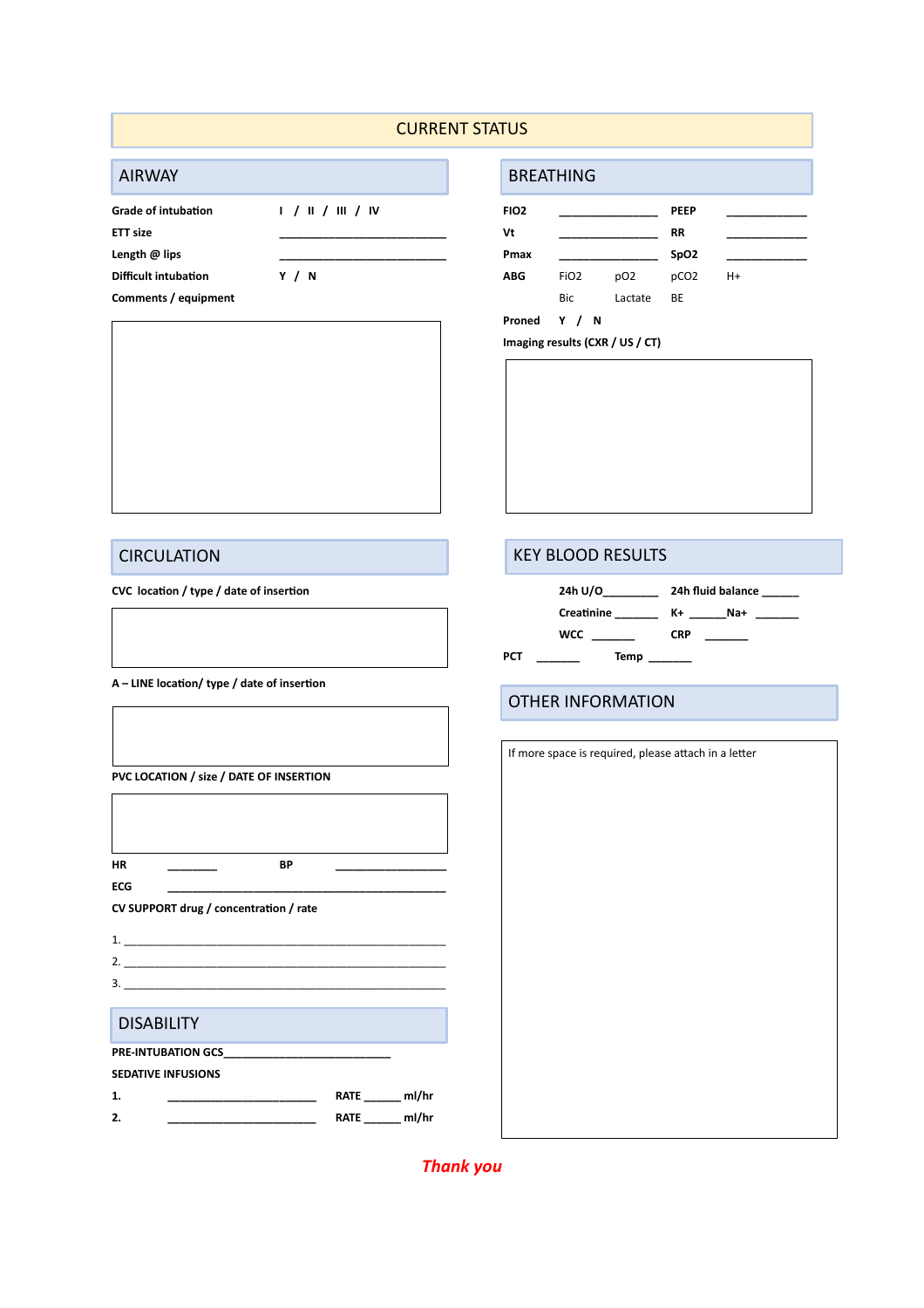# CURRENT STATUS

## AIRWAY

**Grade of intubation** I / II / III / IV

**ETT size** ______________________________

**Length @ lips** ______________________________

**Difficult intubation** Y / N

**Comments / equipment**

## BREATHING

**FIO2** ________________ **PEEP** _____________

**Vt** ________________ **RR** _____________

**Pmax** ________________ **SpO2** _____________

**ABG** FiO2 pO2 pCO2 H+

Bic Lactate BE

**Proned** Y / N

**Imaging results (CXR / US / CT)**

## CIRCULATION

**CVC location / type / date of insertion**

**A – LINE location/ type / date of insertion**

**PVC LOCATION / size / DATE OF INSERTION**

**HR** ________ **BP** __________________

**ECG** ______________________________________________

**CV SUPPORT drug / concentration / rate**

1. ______________________________________________________
2. ______________________________________________________
3. ______________________________________________________

## KEY BLOOD RESULTS

**24h U/O**_________ **24h fluid balance** ______

**Creatinine** _______ **K+** ______**Na+** _______

**WCC** _______ **CRP** _______

**PCT** _______ **Temp** _______

## OTHER INFORMATION

If more space is required, please attach in a letter

## DISABILITY

**PRE-INTUBATION GCS**___________________________

**SEDATIVE INFUSIONS**

**1.** _________________________ **RATE** ______ **ml/hr**

**2.** _________________________ **RATE** ______ **ml/hr**

***Thank you***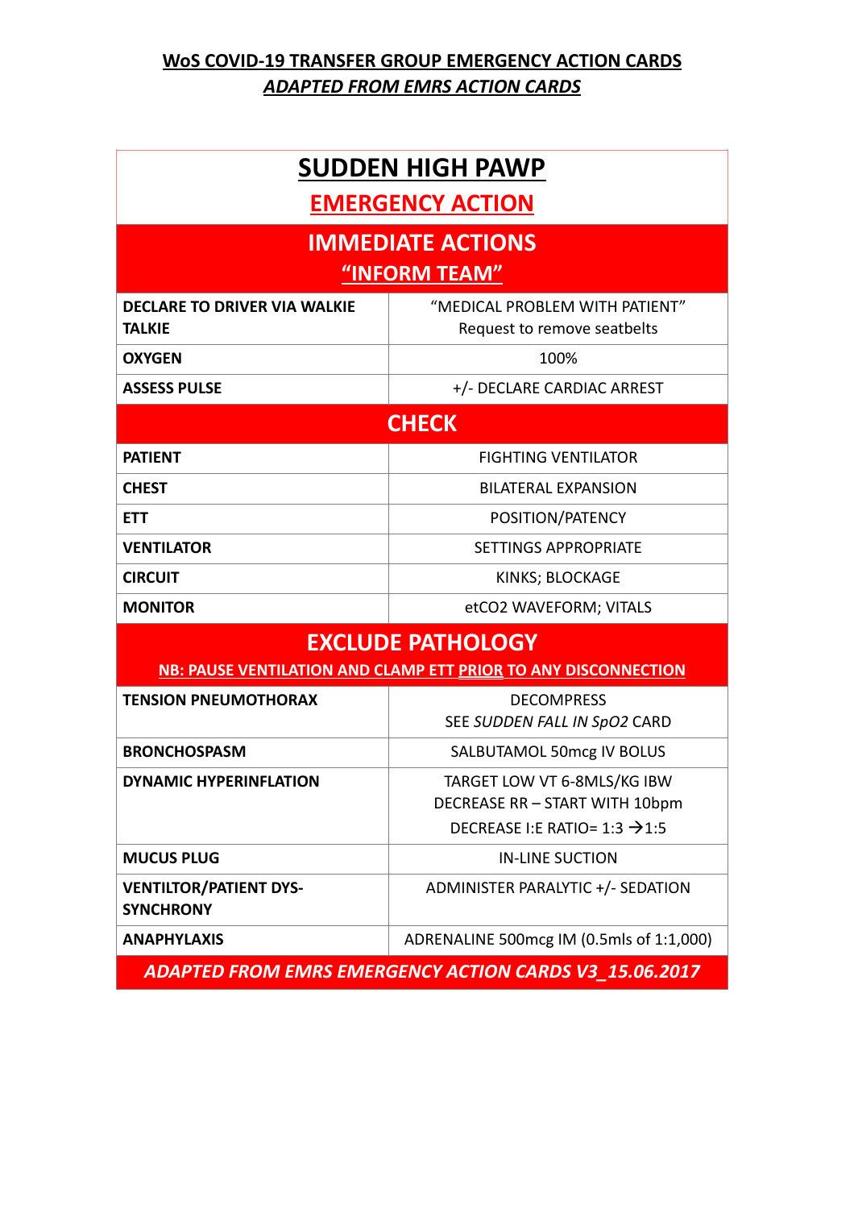**WoS COVID-19 TRANSFER GROUP EMERGENCY ACTION CARDS**

***ADAPTED FROM EMRS ACTION CARDS***

## SUDDEN HIGH PAWP

### EMERGENCY ACTION

| IMMEDIATE ACTIONS "INFORM TEAM" | |
|---|---|
| **DECLARE TO DRIVER VIA WALKIE TALKIE** | "MEDICAL PROBLEM WITH PATIENT" Request to remove seatbelts |
| **OXYGEN** | 100% |
| **ASSESS PULSE** | +/- DECLARE CARDIAC ARREST |
| **CHECK** | |
| **PATIENT** | FIGHTING VENTILATOR |
| **CHEST** | BILATERAL EXPANSION |
| **ETT** | POSITION/PATENCY |
| **VENTILATOR** | SETTINGS APPROPRIATE |
| **CIRCUIT** | KINKS; BLOCKAGE |
| **MONITOR** | $etCO_2$ WAVEFORM; VITALS |
| **EXCLUDE PATHOLOGY** NB: PAUSE VENTILATION AND CLAMP ETT PRIOR TO ANY DISCONNECTION | |
| **TENSION PNEUMOTHORAX** | DECOMPRESS SEE *SUDDEN FALL IN SpO2* CARD |
| **BRONCHOSPASM** | SALBUTAMOL 50mcg IV BOLUS |
| **DYNAMIC HYPERINFLATION** | TARGET LOW VT 6-8MLS/KG IBW DECREASE RR – START WITH 10bpm DECREASE I:E RATIO= 1:3 → 1:5 |
| **MUCUS PLUG** | IN-LINE SUCTION |
| **VENTILTOR/PATIENT DYS-SYNCHRONY** | ADMINISTER PARALYTIC +/- SEDATION |
| **ANAPHYLAXIS** | ADRENALINE 500mcg IM (0.5mls of 1:1,000) |

***ADAPTED FROM EMRS EMERGENCY ACTION CARDS V3_15.06.2017***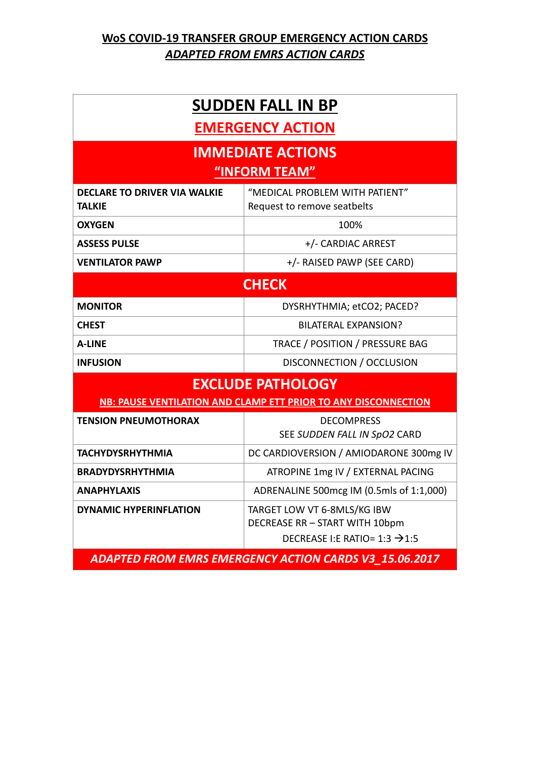**WoS COVID-19 TRANSFER GROUP EMERGENCY ACTION CARDS**

***ADAPTED FROM EMRS ACTION CARDS***

| **SUDDEN FALL IN BP** | |
|---|---|
| **EMERGENCY ACTION** | |
| **IMMEDIATE ACTIONS** **"INFORM TEAM"** | |
| **DECLARE TO DRIVER VIA WALKIE TALKIE** | "MEDICAL PROBLEM WITH PATIENT" Request to remove seatbelts |
| **OXYGEN** | 100% |
| **ASSESS PULSE** | +/- CARDIAC ARREST |
| **VENTILATOR PAWP** | +/- RAISED PAWP (SEE CARD) |
| **CHECK** | |
| **MONITOR** | DYSRHYTHMIA; etCO2; PACED? |
| **CHEST** | BILATERAL EXPANSION? |
| **A-LINE** | TRACE / POSITION / PRESSURE BAG |
| **INFUSION** | DISCONNECTION / OCCLUSION |
| **EXCLUDE PATHOLOGY** **NB: PAUSE VENTILATION AND CLAMP ETT PRIOR TO ANY DISCONNECTION** | |
| **TENSION PNEUMOTHORAX** | DECOMPRESS SEE *SUDDEN FALL IN SpO2* CARD |
| **TACHYDYSRHYTHMIA** | DC CARDIOVERSION / AMIODARONE 300mg IV |
| **BRADYDYSRHYTHMIA** | ATROPINE 1mg IV / EXTERNAL PACING |
| **ANAPHYLAXIS** | ADRENALINE 500mcg IM (0.5mls of 1:1,000) |
| **DYNAMIC HYPERINFLATION** | TARGET LOW VT 6-8MLS/KG IBW DECREASE RR – START WITH 10bpm DECREASE I:E RATIO= 1:3 → 1:5 |

***ADAPTED FROM EMRS EMERGENCY ACTION CARDS V3_15.06.2017***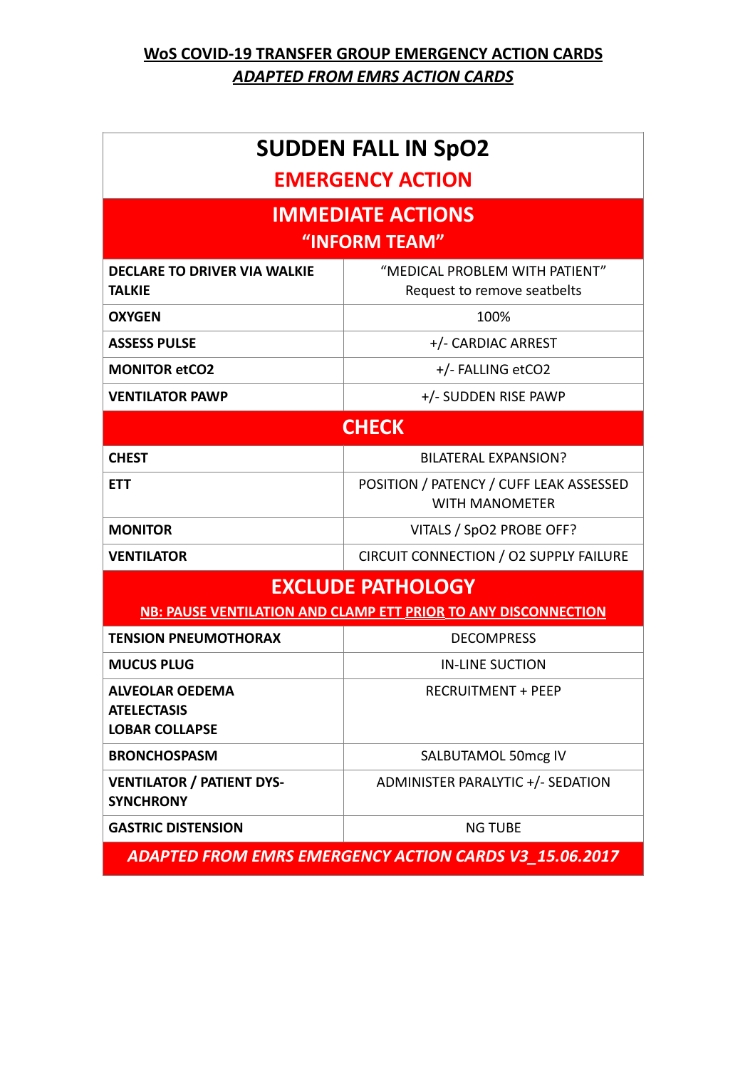**<u>WoS COVID-19 TRANSFER GROUP EMERGENCY ACTION CARDS</u>**

***<u>ADAPTED FROM EMRS ACTION CARDS</u>***

| **SUDDEN FALL IN SpO2** **EMERGENCY ACTION** | |
|---|---|
| **IMMEDIATE ACTIONS** **"INFORM TEAM"** | |
| **DECLARE TO DRIVER VIA WALKIE TALKIE** | "MEDICAL PROBLEM WITH PATIENT" Request to remove seatbelts |
| **OXYGEN** | 100% |
| **ASSESS PULSE** | +/- CARDIAC ARREST |
| **MONITOR etCO2** | +/- FALLING etCO2 |
| **VENTILATOR PAWP** | +/- SUDDEN RISE PAWP |
| **CHECK** | |
| **CHEST** | BILATERAL EXPANSION? |
| **ETT** | POSITION / PATENCY / CUFF LEAK ASSESSED WITH MANOMETER |
| **MONITOR** | VITALS / SpO2 PROBE OFF? |
| **VENTILATOR** | CIRCUIT CONNECTION / O2 SUPPLY FAILURE |
| **EXCLUDE PATHOLOGY** **<u>NB: PAUSE VENTILATION AND CLAMP ETT PRIOR TO ANY DISCONNECTION</u>** | |
| **TENSION PNEUMOTHORAX** | DECOMPRESS |
| **MUCUS PLUG** | IN-LINE SUCTION |
| **ALVEOLAR OEDEMA** **ATELECTASIS** **LOBAR COLLAPSE** | RECRUITMENT + PEEP |
| **BRONCHOSPASM** | SALBUTAMOL 50mcg IV |
| **VENTILATOR / PATIENT DYS-SYNCHRONY** | ADMINISTER PARALYTIC +/- SEDATION |
| **GASTRIC DISTENSION** | NG TUBE |
| ***ADAPTED FROM EMRS EMERGENCY ACTION CARDS V3_15.06.2017*** | |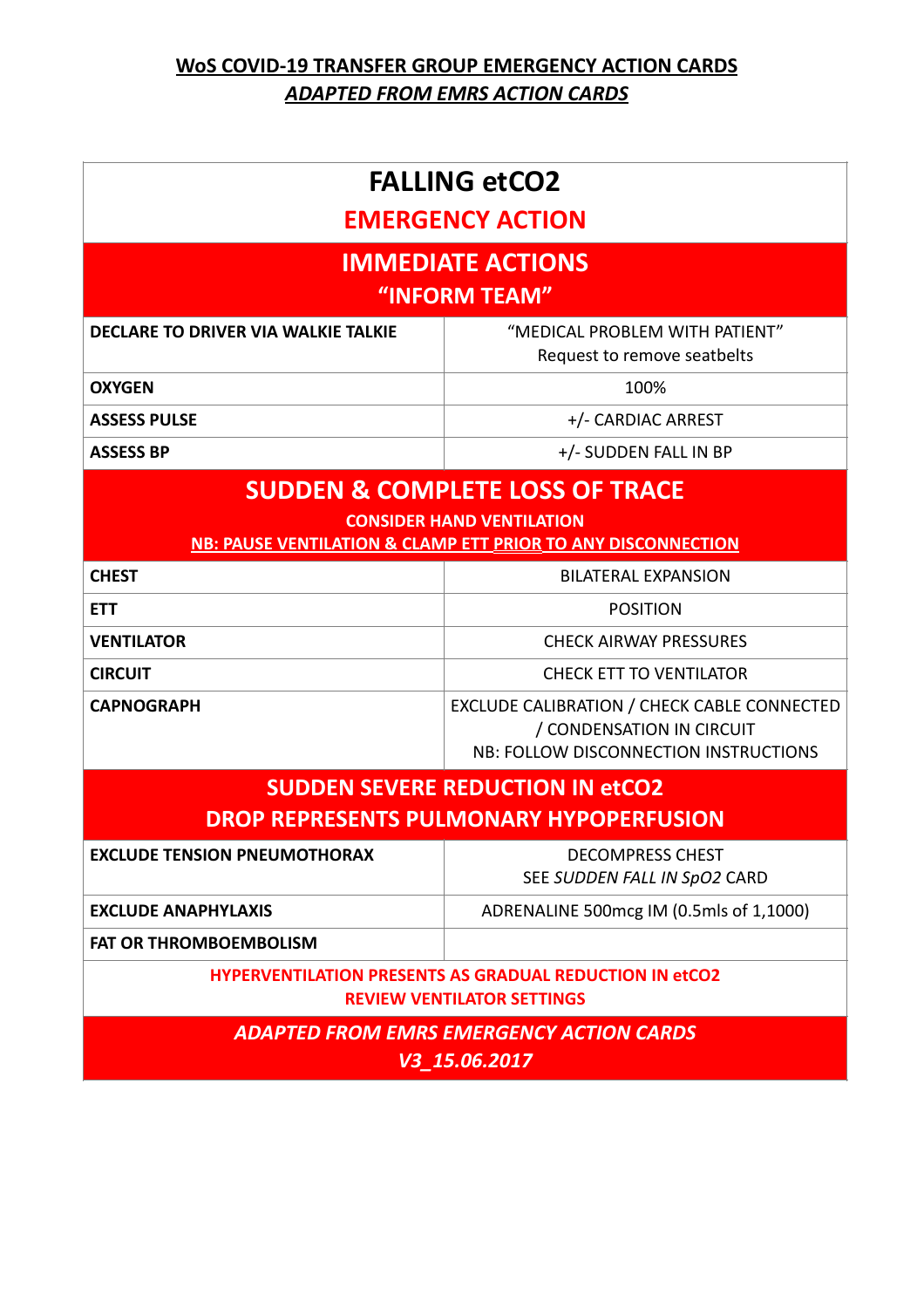**<u>WoS COVID-19 TRANSFER GROUP EMERGENCY ACTION CARDS</u>**

***<u>ADAPTED FROM EMRS ACTION CARDS</u>***

# FALLING $etCO_2$

## EMERGENCY ACTION

## IMMEDIATE ACTIONS
## "INFORM TEAM"

| | |
|---|---|
| **DECLARE TO DRIVER VIA WALKIE TALKIE** | "MEDICAL PROBLEM WITH PATIENT" Request to remove seatbelts |
| **OXYGEN** | 100% |
| **ASSESS PULSE** | +/- CARDIAC ARREST |
| **ASSESS BP** | +/- SUDDEN FALL IN BP |

## SUDDEN & COMPLETE LOSS OF TRACE

**CONSIDER HAND VENTILATION**

**<u>NB: PAUSE VENTILATION & CLAMP ETT PRIOR TO ANY DISCONNECTION</u>**

| | |
|---|---|
| **CHEST** | BILATERAL EXPANSION |
| **ETT** | POSITION |
| **VENTILATOR** | CHECK AIRWAY PRESSURES |
| **CIRCUIT** | CHECK ETT TO VENTILATOR |
| **CAPNOGRAPH** | EXCLUDE CALIBRATION / CHECK CABLE CONNECTED / CONDENSATION IN CIRCUIT NB: FOLLOW DISCONNECTION INSTRUCTIONS |

## SUDDEN SEVERE REDUCTION IN $etCO_2$
## DROP REPRESENTS PULMONARY HYPOPERFUSION

| | |
|---|---|
| **EXCLUDE TENSION PNEUMOTHORAX** | DECOMPRESS CHEST SEE *SUDDEN FALL IN SpO2* CARD |
| **EXCLUDE ANAPHYLAXIS** | ADRENALINE 500mcg IM (0.5mls of 1,1000) |
| **FAT OR THROMBOEMBOLISM** | |

**HYPERVENTILATION PRESENTS AS GRADUAL REDUCTION IN $etCO_2$**

**REVIEW VENTILATOR SETTINGS**

***ADAPTED FROM EMRS EMERGENCY ACTION CARDS***

***V3_15.06.2017***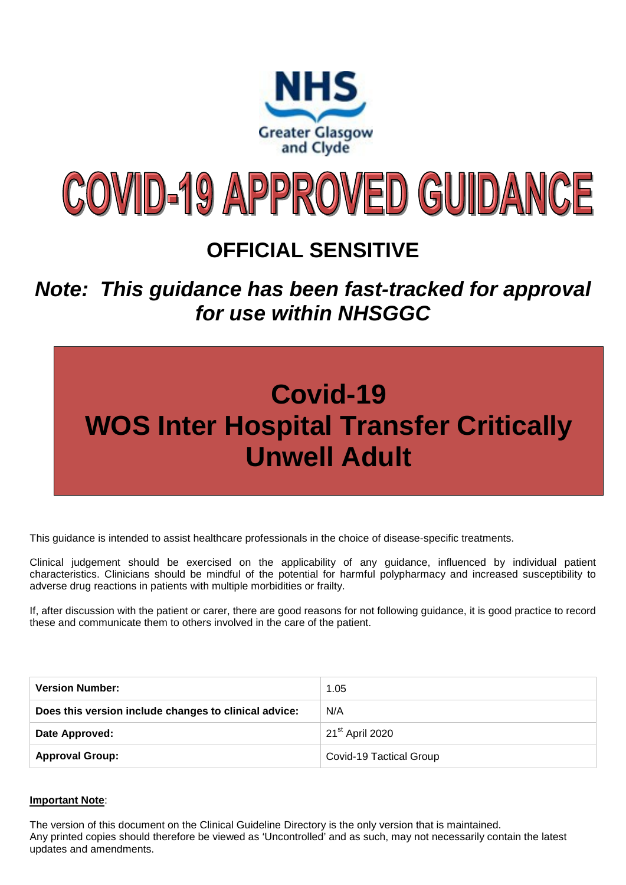# COVID-19 APPROVED GUIDANCE

## OFFICIAL SENSITIVE

## *Note: This guidance has been fast-tracked for approval for use within NHSGGC*

# Covid-19
# WOS Inter Hospital Transfer Critically Unwell Adult

This guidance is intended to assist healthcare professionals in the choice of disease-specific treatments.

Clinical judgement should be exercised on the applicability of any guidance, influenced by individual patient characteristics. Clinicians should be mindful of the potential for harmful polypharmacy and increased susceptibility to adverse drug reactions in patients with multiple morbidities or frailty.

If, after discussion with the patient or carer, there are good reasons for not following guidance, it is good practice to record these and communicate them to others involved in the care of the patient.

| | |
|---|---|
| **Version Number:** | 1.05 |
| **Does this version include changes to clinical advice:** | N/A |
| **Date Approved:** | 21st April 2020 |
| **Approval Group:** | Covid-19 Tactical Group |

**Important Note**:

The version of this document on the Clinical Guideline Directory is the only version that is maintained.
Any printed copies should therefore be viewed as 'Uncontrolled' and as such, may not necessarily contain the latest updates and amendments.